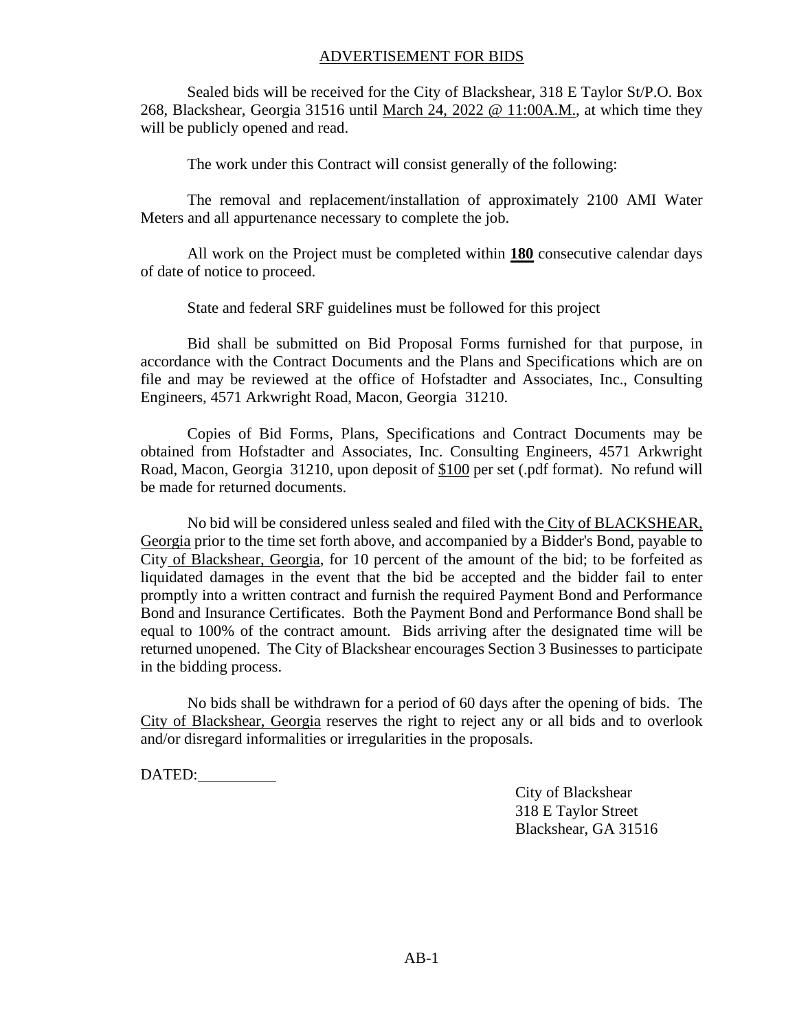# ADVERTISEMENT FOR BIDS

Sealed bids will be received for the City of Blackshear, 318 E Taylor St/P.O. Box 268, Blackshear, Georgia 31516 until March 24, 2022 @ 11:00A.M., at which time they will be publicly opened and read.

The work under this Contract will consist generally of the following:

The removal and replacement/installation of approximately 2100 AMI Water Meters and all appurtenance necessary to complete the job.

All work on the Project must be completed within **180** consecutive calendar days of date of notice to proceed.

State and federal SRF guidelines must be followed for this project

Bid shall be submitted on Bid Proposal Forms furnished for that purpose, in accordance with the Contract Documents and the Plans and Specifications which are on file and may be reviewed at the office of Hofstadter and Associates, Inc., Consulting Engineers, 4571 Arkwright Road, Macon, Georgia 31210.

Copies of Bid Forms, Plans, Specifications and Contract Documents may be obtained from Hofstadter and Associates, Inc. Consulting Engineers, 4571 Arkwright Road, Macon, Georgia 31210, upon deposit of $100 per set (.pdf format). No refund will be made for returned documents.

No bid will be considered unless sealed and filed with the City of BLACKSHEAR, Georgia prior to the time set forth above, and accompanied by a Bidder's Bond, payable to City of Blackshear, Georgia, for 10 percent of the amount of the bid; to be forfeited as liquidated damages in the event that the bid be accepted and the bidder fail to enter promptly into a written contract and furnish the required Payment Bond and Performance Bond and Insurance Certificates. Both the Payment Bond and Performance Bond shall be equal to 100% of the contract amount. Bids arriving after the designated time will be returned unopened. The City of Blackshear encourages Section 3 Businesses to participate in the bidding process.

No bids shall be withdrawn for a period of 60 days after the opening of bids. The City of Blackshear, Georgia reserves the right to reject any or all bids and to overlook and/or disregard informalities or irregularities in the proposals.

DATED: __________

City of Blackshear
318 E Taylor Street
Blackshear, GA 31516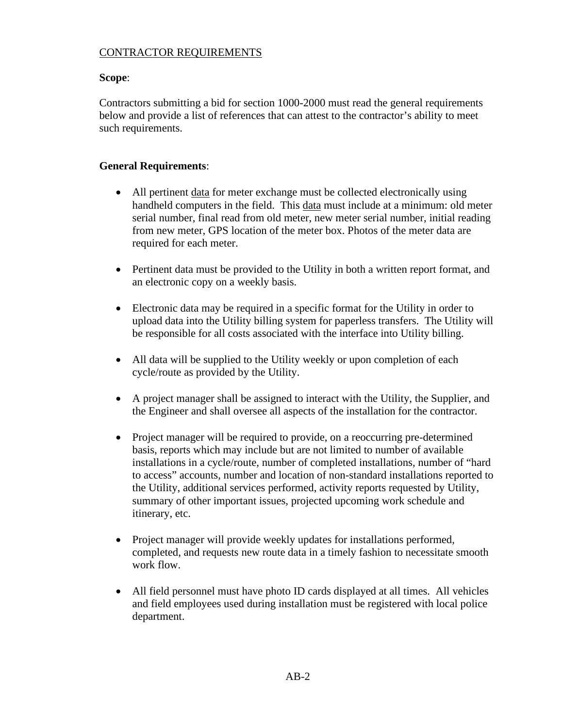CONTRACTOR REQUIREMENTS

**Scope**:

Contractors submitting a bid for section 1000-2000 must read the general requirements below and provide a list of references that can attest to the contractor's ability to meet such requirements.

**General Requirements**:

- All pertinent data for meter exchange must be collected electronically using handheld computers in the field. This data must include at a minimum: old meter serial number, final read from old meter, new meter serial number, initial reading from new meter, GPS location of the meter box. Photos of the meter data are required for each meter.

- Pertinent data must be provided to the Utility in both a written report format, and an electronic copy on a weekly basis.

- Electronic data may be required in a specific format for the Utility in order to upload data into the Utility billing system for paperless transfers. The Utility will be responsible for all costs associated with the interface into Utility billing.

- All data will be supplied to the Utility weekly or upon completion of each cycle/route as provided by the Utility.

- A project manager shall be assigned to interact with the Utility, the Supplier, and the Engineer and shall oversee all aspects of the installation for the contractor.

- Project manager will be required to provide, on a reoccurring pre-determined basis, reports which may include but are not limited to number of available installations in a cycle/route, number of completed installations, number of "hard to access" accounts, number and location of non-standard installations reported to the Utility, additional services performed, activity reports requested by Utility, summary of other important issues, projected upcoming work schedule and itinerary, etc.

- Project manager will provide weekly updates for installations performed, completed, and requests new route data in a timely fashion to necessitate smooth work flow.

- All field personnel must have photo ID cards displayed at all times. All vehicles and field employees used during installation must be registered with local police department.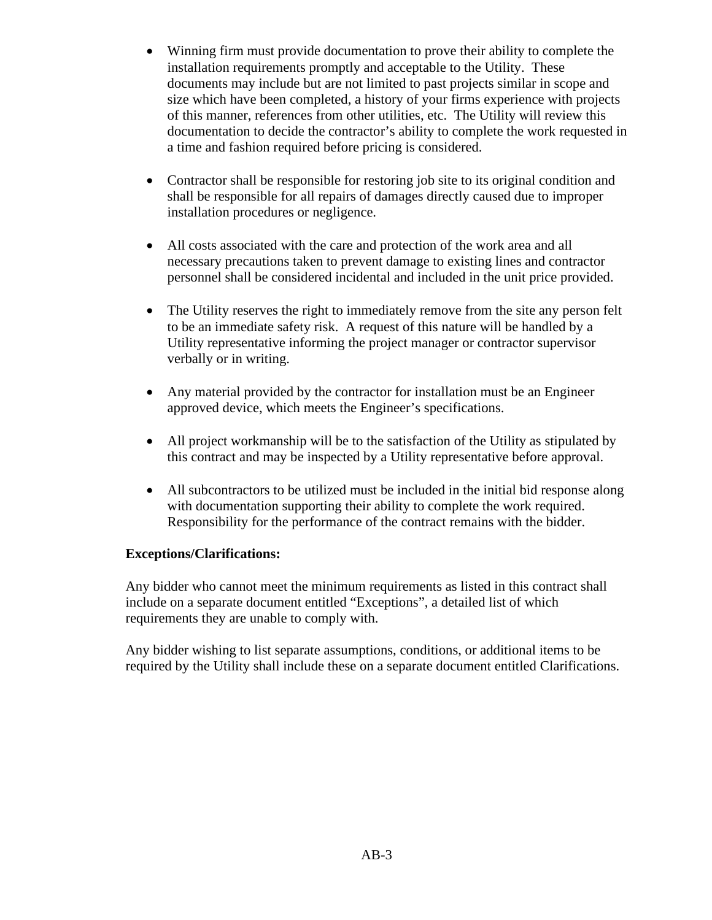- Winning firm must provide documentation to prove their ability to complete the installation requirements promptly and acceptable to the Utility. These documents may include but are not limited to past projects similar in scope and size which have been completed, a history of your firms experience with projects of this manner, references from other utilities, etc. The Utility will review this documentation to decide the contractor's ability to complete the work requested in a time and fashion required before pricing is considered.

- Contractor shall be responsible for restoring job site to its original condition and shall be responsible for all repairs of damages directly caused due to improper installation procedures or negligence.

- All costs associated with the care and protection of the work area and all necessary precautions taken to prevent damage to existing lines and contractor personnel shall be considered incidental and included in the unit price provided.

- The Utility reserves the right to immediately remove from the site any person felt to be an immediate safety risk. A request of this nature will be handled by a Utility representative informing the project manager or contractor supervisor verbally or in writing.

- Any material provided by the contractor for installation must be an Engineer approved device, which meets the Engineer's specifications.

- All project workmanship will be to the satisfaction of the Utility as stipulated by this contract and may be inspected by a Utility representative before approval.

- All subcontractors to be utilized must be included in the initial bid response along with documentation supporting their ability to complete the work required. Responsibility for the performance of the contract remains with the bidder.

**Exceptions/Clarifications:**

Any bidder who cannot meet the minimum requirements as listed in this contract shall include on a separate document entitled "Exceptions", a detailed list of which requirements they are unable to comply with.

Any bidder wishing to list separate assumptions, conditions, or additional items to be required by the Utility shall include these on a separate document entitled Clarifications.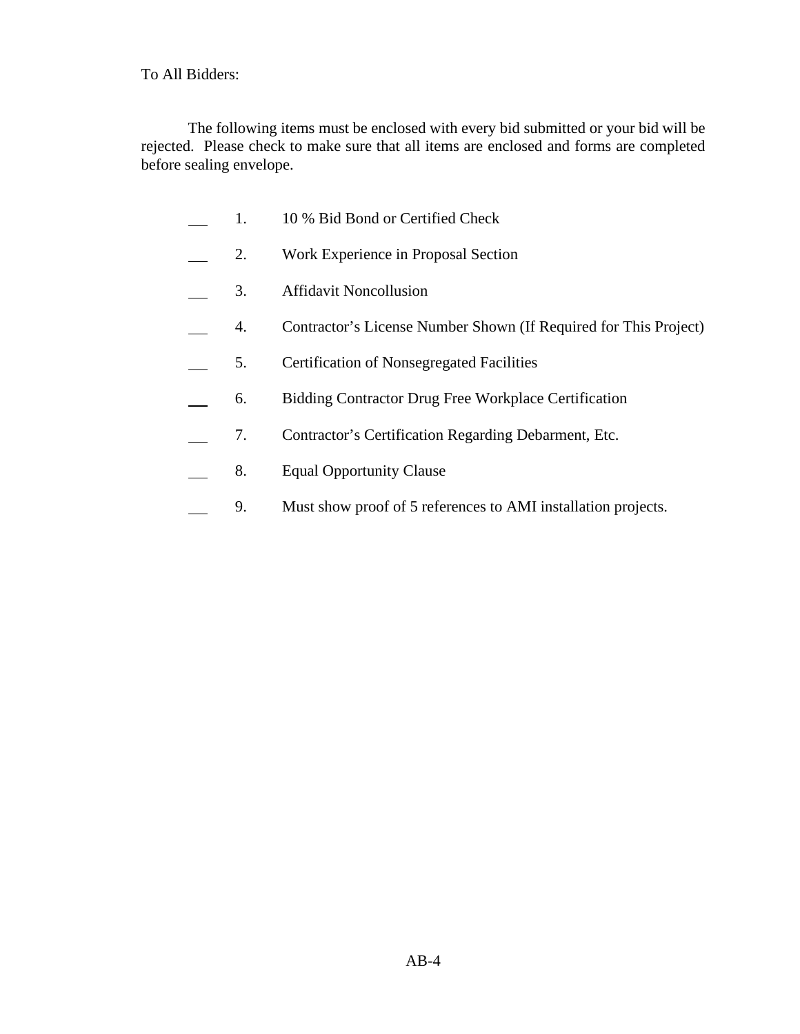To All Bidders:

The following items must be enclosed with every bid submitted or your bid will be rejected. Please check to make sure that all items are enclosed and forms are completed before sealing envelope.

\_\_\_ 1. 10 % Bid Bond or Certified Check

\_\_\_ 2. Work Experience in Proposal Section

\_\_\_ 3. Affidavit Noncollusion

\_\_\_ 4. Contractor's License Number Shown (If Required for This Project)

\_\_\_ 5. Certification of Nonsegregated Facilities

\_\_\_ 6. Bidding Contractor Drug Free Workplace Certification

\_\_\_ 7. Contractor's Certification Regarding Debarment, Etc.

\_\_\_ 8. Equal Opportunity Clause

\_\_\_ 9. Must show proof of 5 references to AMI installation projects.